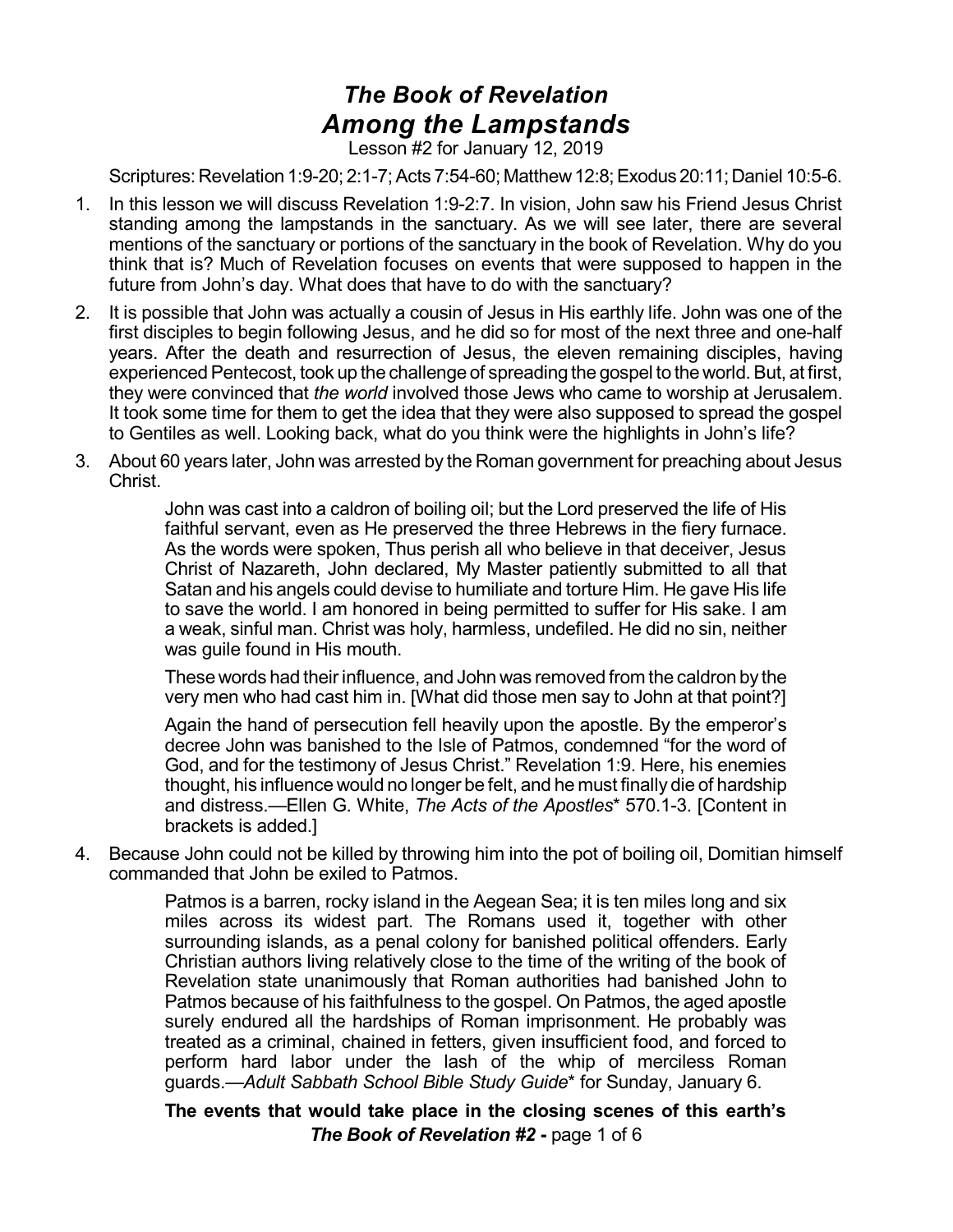# *The Book of Revelation*
# *Among the Lampstands*

Lesson #2 for January 12, 2019

Scriptures: Revelation 1:9-20; 2:1-7; Acts 7:54-60; Matthew 12:8; Exodus 20:11; Daniel 10:5-6.

1. In this lesson we will discuss Revelation 1:9-2:7. In vision, John saw his Friend Jesus Christ standing among the lampstands in the sanctuary. As we will see later, there are several mentions of the sanctuary or portions of the sanctuary in the book of Revelation. Why do you think that is? Much of Revelation focuses on events that were supposed to happen in the future from John's day. What does that have to do with the sanctuary?

2. It is possible that John was actually a cousin of Jesus in His earthly life. John was one of the first disciples to begin following Jesus, and he did so for most of the next three and one-half years. After the death and resurrection of Jesus, the eleven remaining disciples, having experienced Pentecost, took up the challenge of spreading the gospel to the world. But, at first, they were convinced that *the world* involved those Jews who came to worship at Jerusalem. It took some time for them to get the idea that they were also supposed to spread the gospel to Gentiles as well. Looking back, what do you think were the highlights in John's life?

3. About 60 years later, John was arrested by the Roman government for preaching about Jesus Christ.

   > John was cast into a caldron of boiling oil; but the Lord preserved the life of His faithful servant, even as He preserved the three Hebrews in the fiery furnace. As the words were spoken, Thus perish all who believe in that deceiver, Jesus Christ of Nazareth, John declared, My Master patiently submitted to all that Satan and his angels could devise to humiliate and torture Him. He gave His life to save the world. I am honored in being permitted to suffer for His sake. I am a weak, sinful man. Christ was holy, harmless, undefiled. He did no sin, neither was guile found in His mouth.
   >
   > These words had their influence, and John was removed from the caldron by the very men who had cast him in. [What did those men say to John at that point?]
   >
   > Again the hand of persecution fell heavily upon the apostle. By the emperor's decree John was banished to the Isle of Patmos, condemned "for the word of God, and for the testimony of Jesus Christ." Revelation 1:9. Here, his enemies thought, his influence would no longer be felt, and he must finally die of hardship and distress.—Ellen G. White, *The Acts of the Apostles*\* 570.1-3. [Content in brackets is added.]

4. Because John could not be killed by throwing him into the pot of boiling oil, Domitian himself commanded that John be exiled to Patmos.

   > Patmos is a barren, rocky island in the Aegean Sea; it is ten miles long and six miles across its widest part. The Romans used it, together with other surrounding islands, as a penal colony for banished political offenders. Early Christian authors living relatively close to the time of the writing of the book of Revelation state unanimously that Roman authorities had banished John to Patmos because of his faithfulness to the gospel. On Patmos, the aged apostle surely endured all the hardships of Roman imprisonment. He probably was treated as a criminal, chained in fetters, given insufficient food, and forced to perform hard labor under the lash of the whip of merciless Roman guards.—*Adult Sabbath School Bible Study Guide*\* for Sunday, January 6.

   **The events that would take place in the closing scenes of this earth's**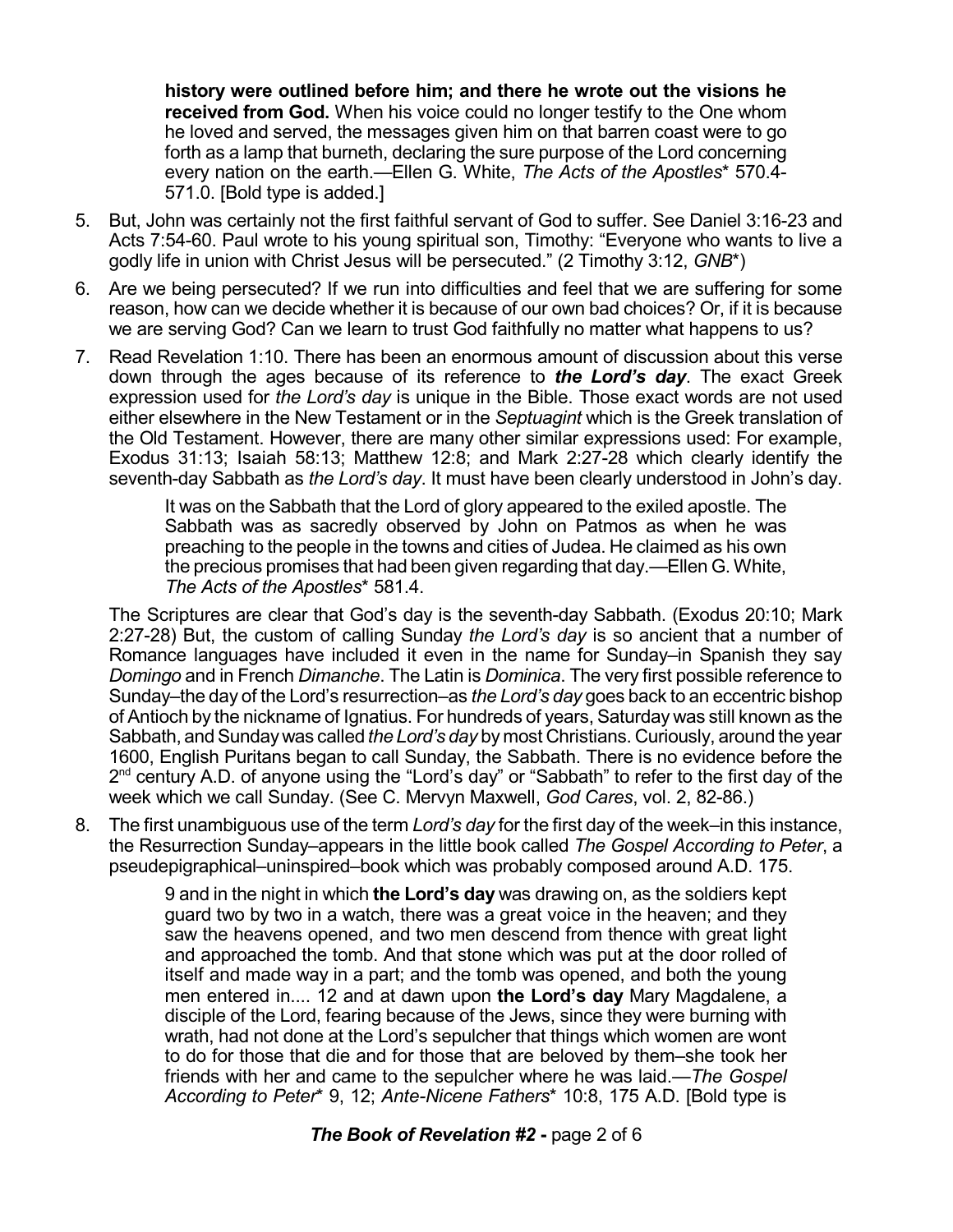> **history were outlined before him; and there he wrote out the visions he received from God.** When his voice could no longer testify to the One whom he loved and served, the messages given him on that barren coast were to go forth as a lamp that burneth, declaring the sure purpose of the Lord concerning every nation on the earth.—Ellen G. White, *The Acts of the Apostles*\* 570.4-571.0. [Bold type is added.]

5. But, John was certainly not the first faithful servant of God to suffer. See Daniel 3:16-23 and Acts 7:54-60. Paul wrote to his young spiritual son, Timothy: "Everyone who wants to live a godly life in union with Christ Jesus will be persecuted." (2 Timothy 3:12, *GNB*\*)

6. Are we being persecuted? If we run into difficulties and feel that we are suffering for some reason, how can we decide whether it is because of our own bad choices? Or, if it is because we are serving God? Can we learn to trust God faithfully no matter what happens to us?

7. Read Revelation 1:10. There has been an enormous amount of discussion about this verse down through the ages because of its reference to ***the Lord's day***. The exact Greek expression used for *the Lord's day* is unique in the Bible. Those exact words are not used either elsewhere in the New Testament or in the *Septuagint* which is the Greek translation of the Old Testament. However, there are many other similar expressions used: For example, Exodus 31:13; Isaiah 58:13; Matthew 12:8; and Mark 2:27-28 which clearly identify the seventh-day Sabbath as *the Lord's day*. It must have been clearly understood in John's day.

   > It was on the Sabbath that the Lord of glory appeared to the exiled apostle. The Sabbath was as sacredly observed by John on Patmos as when he was preaching to the people in the towns and cities of Judea. He claimed as his own the precious promises that had been given regarding that day.—Ellen G. White, *The Acts of the Apostles*\* 581.4.

   The Scriptures are clear that God's day is the seventh-day Sabbath. (Exodus 20:10; Mark 2:27-28) But, the custom of calling Sunday *the Lord's day* is so ancient that a number of Romance languages have included it even in the name for Sunday–in Spanish they say *Domingo* and in French *Dimanche*. The Latin is *Dominica*. The very first possible reference to Sunday–the day of the Lord's resurrection–as *the Lord's day* goes back to an eccentric bishop of Antioch by the nickname of Ignatius. For hundreds of years, Saturday was still known as the Sabbath, and Sunday was called *the Lord's day* by most Christians. Curiously, around the year 1600, English Puritans began to call Sunday, the Sabbath. There is no evidence before the 2nd century A.D. of anyone using the "Lord's day" or "Sabbath" to refer to the first day of the week which we call Sunday. (See C. Mervyn Maxwell, *God Cares*, vol. 2, 82-86.)

8. The first unambiguous use of the term *Lord's day* for the first day of the week–in this instance, the Resurrection Sunday–appears in the little book called *The Gospel According to Peter*, a pseudepigraphical–uninspired–book which was probably composed around A.D. 175.

   > 9 and in the night in which **the Lord's day** was drawing on, as the soldiers kept guard two by two in a watch, there was a great voice in the heaven; and they saw the heavens opened, and two men descend from thence with great light and approached the tomb. And that stone which was put at the door rolled of itself and made way in a part; and the tomb was opened, and both the young men entered in.... 12 and at dawn upon **the Lord's day** Mary Magdalene, a disciple of the Lord, fearing because of the Jews, since they were burning with wrath, had not done at the Lord's sepulcher that things which women are wont to do for those that die and for those that are beloved by them–she took her friends with her and came to the sepulcher where he was laid.—*The Gospel According to Peter*\* 9, 12; *Ante-Nicene Fathers*\* 10:8, 175 A.D. [Bold type is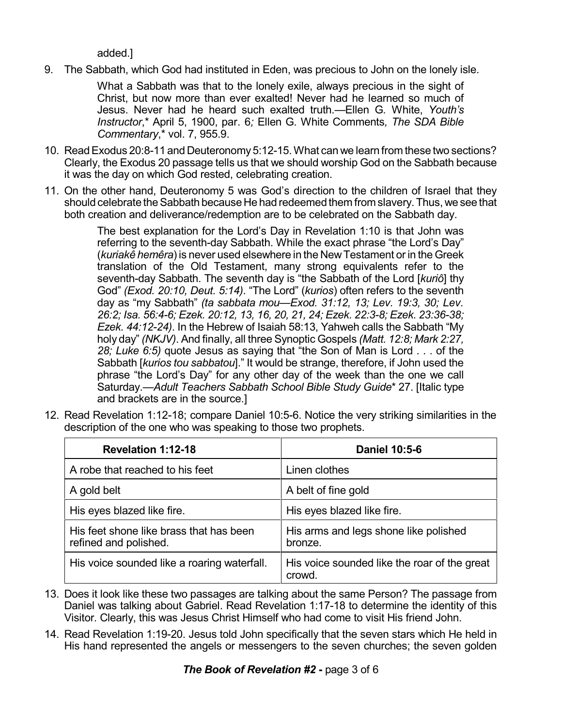added.]

9. The Sabbath, which God had instituted in Eden, was precious to John on the lonely isle.

> What a Sabbath was that to the lonely exile, always precious in the sight of Christ, but now more than ever exalted! Never had he learned so much of Jesus. Never had he heard such exalted truth.—Ellen G. White, *Youth's Instructor*,* April 5, 1900, par. 6*;* Ellen G. White Comments*, The SDA Bible Commentary*,* vol. 7, 955.9.

10. Read Exodus 20:8-11 and Deuteronomy 5:12-15. What can we learn from these two sections? Clearly, the Exodus 20 passage tells us that we should worship God on the Sabbath because it was the day on which God rested, celebrating creation.

11. On the other hand, Deuteronomy 5 was God's direction to the children of Israel that they should celebrate the Sabbath because He had redeemed them from slavery. Thus, we see that both creation and deliverance/redemption are to be celebrated on the Sabbath day.

> The best explanation for the Lord's Day in Revelation 1:10 is that John was referring to the seventh-day Sabbath. While the exact phrase "the Lord's Day" (*kuriakê hemêra*) is never used elsewhere in the New Testament or in the Greek translation of the Old Testament, many strong equivalents refer to the seventh-day Sabbath. The seventh day is "the Sabbath of the Lord [*kuriô*] thy God" *(Exod. 20:10, Deut. 5:14)*. "The Lord" (*kurios*) often refers to the seventh day as "my Sabbath" *(ta sabbata mou—Exod. 31:12, 13; Lev. 19:3, 30; Lev. 26:2; Isa. 56:4-6; Ezek. 20:12, 13, 16, 20, 21, 24; Ezek. 22:3-8; Ezek. 23:36-38; Ezek. 44:12-24)*. In the Hebrew of Isaiah 58:13, Yahweh calls the Sabbath "My holy day" *(NKJV)*. And finally, all three Synoptic Gospels *(Matt. 12:8; Mark 2:27, 28; Luke 6:5)* quote Jesus as saying that "the Son of Man is Lord . . . of the Sabbath [*kurios tou sabbatou*]." It would be strange, therefore, if John used the phrase "the Lord's Day" for any other day of the week than the one we call Saturday.—*Adult Teachers Sabbath School Bible Study Guide** 27. [Italic type and brackets are in the source.]

12. Read Revelation 1:12-18; compare Daniel 10:5-6. Notice the very striking similarities in the description of the one who was speaking to those two prophets.

| Revelation 1:12-18 | Daniel 10:5-6 |
|---|---|
| A robe that reached to his feet | Linen clothes |
| A gold belt | A belt of fine gold |
| His eyes blazed like fire. | His eyes blazed like fire. |
| His feet shone like brass that has been refined and polished. | His arms and legs shone like polished bronze. |
| His voice sounded like a roaring waterfall. | His voice sounded like the roar of the great crowd. |

13. Does it look like these two passages are talking about the same Person? The passage from Daniel was talking about Gabriel. Read Revelation 1:17-18 to determine the identity of this Visitor. Clearly, this was Jesus Christ Himself who had come to visit His friend John.

14. Read Revelation 1:19-20. Jesus told John specifically that the seven stars which He held in His hand represented the angels or messengers to the seven churches; the seven golden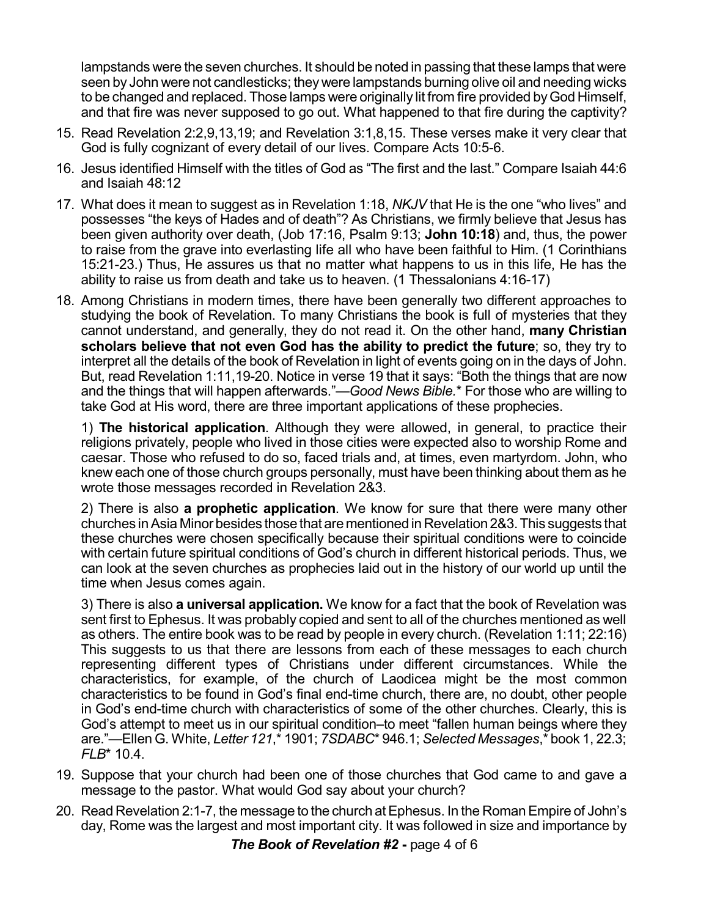lampstands were the seven churches. It should be noted in passing that these lamps that were seen by John were not candlesticks; they were lampstands burning olive oil and needing wicks to be changed and replaced. Those lamps were originally lit from fire provided by God Himself, and that fire was never supposed to go out. What happened to that fire during the captivity?

15. Read Revelation 2:2,9,13,19; and Revelation 3:1,8,15. These verses make it very clear that God is fully cognizant of every detail of our lives. Compare Acts 10:5-6.

16. Jesus identified Himself with the titles of God as "The first and the last." Compare Isaiah 44:6 and Isaiah 48:12

17. What does it mean to suggest as in Revelation 1:18, *NKJV* that He is the one "who lives" and possesses "the keys of Hades and of death"? As Christians, we firmly believe that Jesus has been given authority over death, (Job 17:16, Psalm 9:13; **John 10:18**) and, thus, the power to raise from the grave into everlasting life all who have been faithful to Him. (1 Corinthians 15:21-23.) Thus, He assures us that no matter what happens to us in this life, He has the ability to raise us from death and take us to heaven. (1 Thessalonians 4:16-17)

18. Among Christians in modern times, there have been generally two different approaches to studying the book of Revelation. To many Christians the book is full of mysteries that they cannot understand, and generally, they do not read it. On the other hand, **many Christian scholars believe that not even God has the ability to predict the future**; so, they try to interpret all the details of the book of Revelation in light of events going on in the days of John. But, read Revelation 1:11,19-20. Notice in verse 19 that it says: "Both the things that are now and the things that will happen afterwards."—*Good News Bible.** For those who are willing to take God at His word, there are three important applications of these prophecies.

    1) **The historical application**. Although they were allowed, in general, to practice their religions privately, people who lived in those cities were expected also to worship Rome and caesar. Those who refused to do so, faced trials and, at times, even martyrdom. John, who knew each one of those church groups personally, must have been thinking about them as he wrote those messages recorded in Revelation 2&3.

    2) There is also **a prophetic application**. We know for sure that there were many other churches in Asia Minor besides those that are mentioned in Revelation 2&3. This suggests that these churches were chosen specifically because their spiritual conditions were to coincide with certain future spiritual conditions of God's church in different historical periods. Thus, we can look at the seven churches as prophecies laid out in the history of our world up until the time when Jesus comes again.

    3) There is also **a universal application.** We know for a fact that the book of Revelation was sent first to Ephesus. It was probably copied and sent to all of the churches mentioned as well as others. The entire book was to be read by people in every church. (Revelation 1:11; 22:16) This suggests to us that there are lessons from each of these messages to each church representing different types of Christians under different circumstances. While the characteristics, for example, of the church of Laodicea might be the most common characteristics to be found in God's final end-time church, there are, no doubt, other people in God's end-time church with characteristics of some of the other churches. Clearly, this is God's attempt to meet us in our spiritual condition–to meet "fallen human beings where they are."—Ellen G. White, *Letter 121*,* 1901; *7SDABC** 946.1; *Selected Messages*,* book 1, 22.3; *FLB** 10.4.

19. Suppose that your church had been one of those churches that God came to and gave a message to the pastor. What would God say about your church?

20. Read Revelation 2:1-7, the message to the church at Ephesus. In the Roman Empire of John's day, Rome was the largest and most important city. It was followed in size and importance by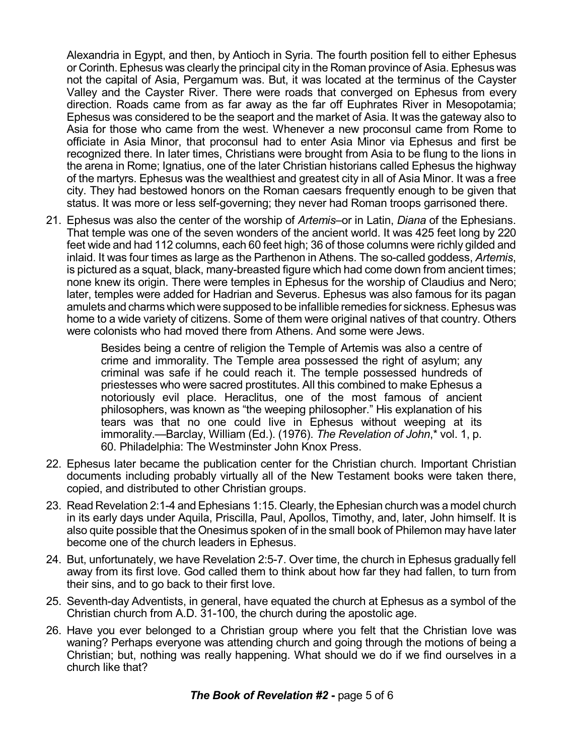Alexandria in Egypt, and then, by Antioch in Syria. The fourth position fell to either Ephesus or Corinth. Ephesus was clearly the principal city in the Roman province of Asia. Ephesus was not the capital of Asia, Pergamum was. But, it was located at the terminus of the Cayster Valley and the Cayster River. There were roads that converged on Ephesus from every direction. Roads came from as far away as the far off Euphrates River in Mesopotamia; Ephesus was considered to be the seaport and the market of Asia. It was the gateway also to Asia for those who came from the west. Whenever a new proconsul came from Rome to officiate in Asia Minor, that proconsul had to enter Asia Minor via Ephesus and first be recognized there. In later times, Christians were brought from Asia to be flung to the lions in the arena in Rome; Ignatius, one of the later Christian historians called Ephesus the highway of the martyrs. Ephesus was the wealthiest and greatest city in all of Asia Minor. It was a free city. They had bestowed honors on the Roman caesars frequently enough to be given that status. It was more or less self-governing; they never had Roman troops garrisoned there.

21. Ephesus was also the center of the worship of *Artemis*–or in Latin, *Diana* of the Ephesians. That temple was one of the seven wonders of the ancient world. It was 425 feet long by 220 feet wide and had 112 columns, each 60 feet high; 36 of those columns were richly gilded and inlaid. It was four times as large as the Parthenon in Athens. The so-called goddess, *Artemis*, is pictured as a squat, black, many-breasted figure which had come down from ancient times; none knew its origin. There were temples in Ephesus for the worship of Claudius and Nero; later, temples were added for Hadrian and Severus. Ephesus was also famous for its pagan amulets and charms which were supposed to be infallible remedies for sickness. Ephesus was home to a wide variety of citizens. Some of them were original natives of that country. Others were colonists who had moved there from Athens. And some were Jews.

    > Besides being a centre of religion the Temple of Artemis was also a centre of crime and immorality. The Temple area possessed the right of asylum; any criminal was safe if he could reach it. The temple possessed hundreds of priestesses who were sacred prostitutes. All this combined to make Ephesus a notoriously evil place. Heraclitus, one of the most famous of ancient philosophers, was known as "the weeping philosopher." His explanation of his tears was that no one could live in Ephesus without weeping at its immorality.—Barclay, William (Ed.). (1976). *The Revelation of John*,* vol. 1, p. 60. Philadelphia: The Westminster John Knox Press.

22. Ephesus later became the publication center for the Christian church. Important Christian documents including probably virtually all of the New Testament books were taken there, copied, and distributed to other Christian groups.

23. Read Revelation 2:1-4 and Ephesians 1:15. Clearly, the Ephesian church was a model church in its early days under Aquila, Priscilla, Paul, Apollos, Timothy, and, later, John himself. It is also quite possible that the Onesimus spoken of in the small book of Philemon may have later become one of the church leaders in Ephesus.

24. But, unfortunately, we have Revelation 2:5-7. Over time, the church in Ephesus gradually fell away from its first love. God called them to think about how far they had fallen, to turn from their sins, and to go back to their first love.

25. Seventh-day Adventists, in general, have equated the church at Ephesus as a symbol of the Christian church from A.D. 31-100, the church during the apostolic age.

26. Have you ever belonged to a Christian group where you felt that the Christian love was waning? Perhaps everyone was attending church and going through the motions of being a Christian; but, nothing was really happening. What should we do if we find ourselves in a church like that?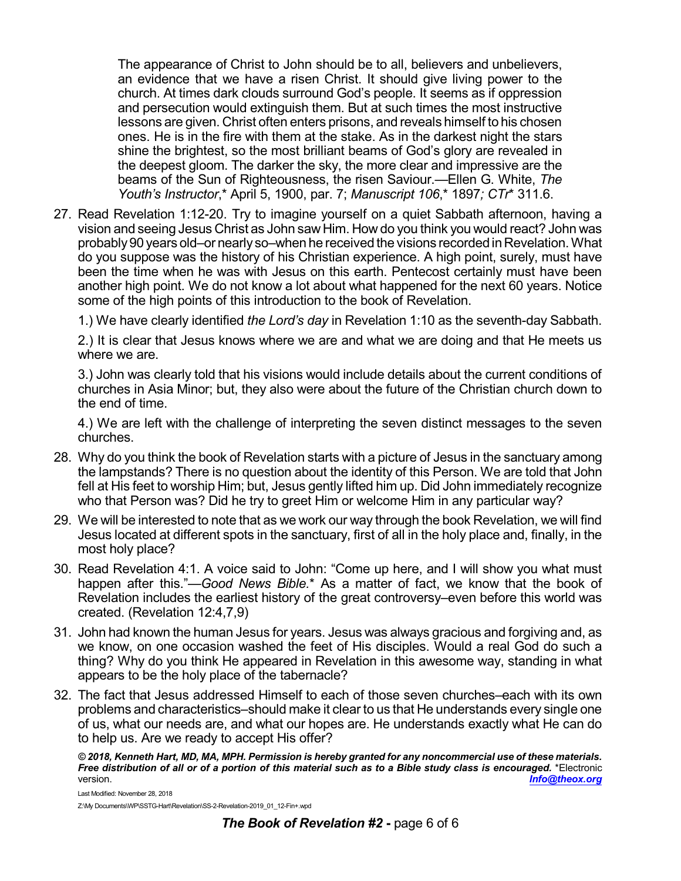> The appearance of Christ to John should be to all, believers and unbelievers, an evidence that we have a risen Christ. It should give living power to the church. At times dark clouds surround God's people. It seems as if oppression and persecution would extinguish them. But at such times the most instructive lessons are given. Christ often enters prisons, and reveals himself to his chosen ones. He is in the fire with them at the stake. As in the darkest night the stars shine the brightest, so the most brilliant beams of God's glory are revealed in the deepest gloom. The darker the sky, the more clear and impressive are the beams of the Sun of Righteousness, the risen Saviour.—Ellen G. White, *The Youth's Instructor*,* April 5, 1900, par. 7; *Manuscript 106*,* 1897*; CTr** 311.6.

27. Read Revelation 1:12-20. Try to imagine yourself on a quiet Sabbath afternoon, having a vision and seeing Jesus Christ as John saw Him. How do you think you would react? John was probably 90 years old–or nearly so–when he received the visions recorded in Revelation. What do you suppose was the history of his Christian experience. A high point, surely, must have been the time when he was with Jesus on this earth. Pentecost certainly must have been another high point. We do not know a lot about what happened for the next 60 years. Notice some of the high points of this introduction to the book of Revelation.

    1.) We have clearly identified *the Lord's day* in Revelation 1:10 as the seventh-day Sabbath.

    2.) It is clear that Jesus knows where we are and what we are doing and that He meets us where we are.

    3.) John was clearly told that his visions would include details about the current conditions of churches in Asia Minor; but, they also were about the future of the Christian church down to the end of time.

    4.) We are left with the challenge of interpreting the seven distinct messages to the seven churches.

28. Why do you think the book of Revelation starts with a picture of Jesus in the sanctuary among the lampstands? There is no question about the identity of this Person. We are told that John fell at His feet to worship Him; but, Jesus gently lifted him up. Did John immediately recognize who that Person was? Did he try to greet Him or welcome Him in any particular way?

29. We will be interested to note that as we work our way through the book Revelation, we will find Jesus located at different spots in the sanctuary, first of all in the holy place and, finally, in the most holy place?

30. Read Revelation 4:1. A voice said to John: "Come up here, and I will show you what must happen after this."—*Good News Bible.** As a matter of fact, we know that the book of Revelation includes the earliest history of the great controversy–even before this world was created. (Revelation 12:4,7,9)

31. John had known the human Jesus for years. Jesus was always gracious and forgiving and, as we know, on one occasion washed the feet of His disciples. Would a real God do such a thing? Why do you think He appeared in Revelation in this awesome way, standing in what appears to be the holy place of the tabernacle?

32. The fact that Jesus addressed Himself to each of those seven churches–each with its own problems and characteristics–should make it clear to us that He understands every single one of us, what our needs are, and what our hopes are. He understands exactly what He can do to help us. Are we ready to accept His offer?

***© 2018, Kenneth Hart, MD, MA, MPH. Permission is hereby granted for any noncommercial use of these materials. Free distribution of all or of a portion of this material such as to a Bible study class is encouraged.*** *Electronic version. ***Info@theox.org***

Last Modified: November 28, 2018

Z:\My Documents\WP\SSTG-Hart\Revelation\SS-2-Revelation-2019_01_12-Fin+.wpd